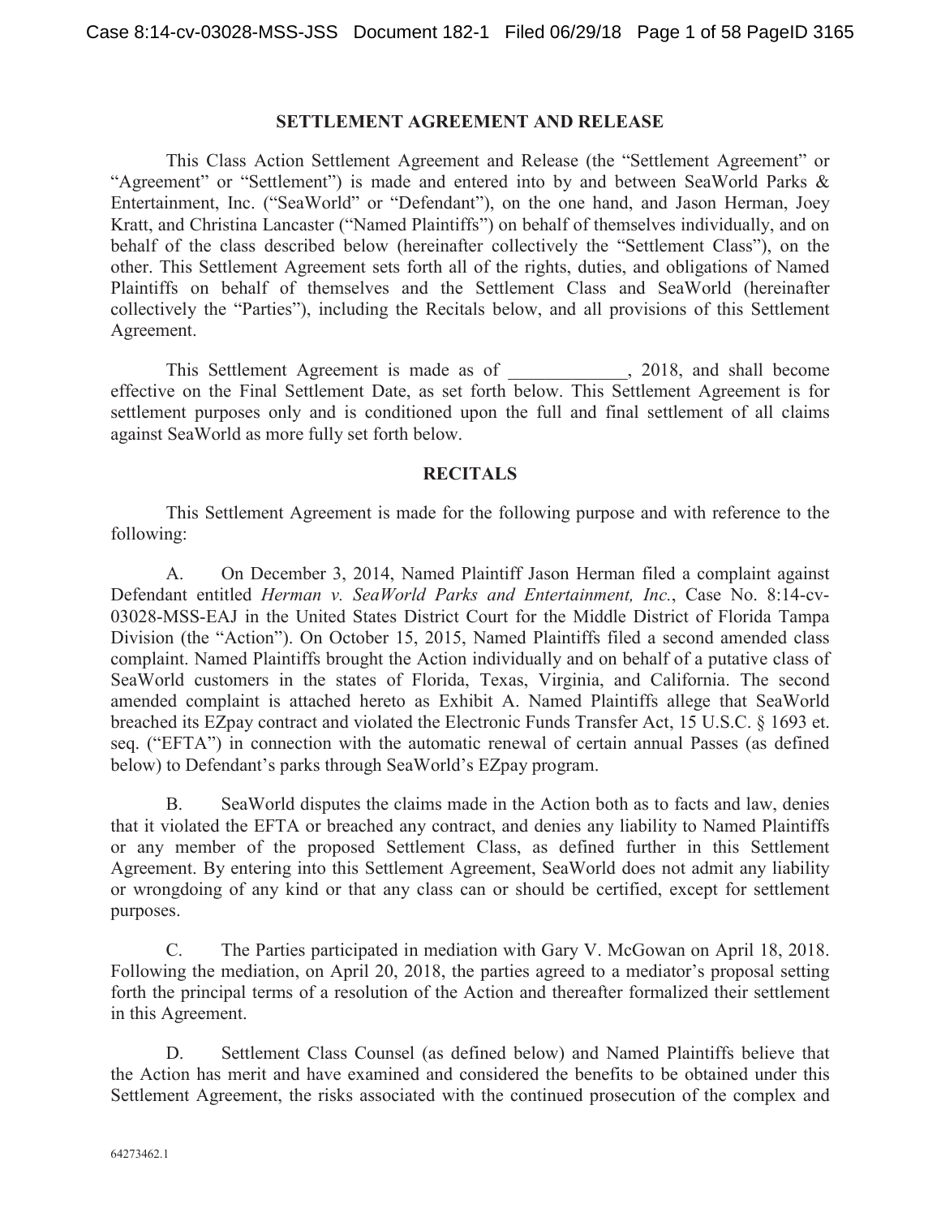# SETTLEMENT AGREEMENT AND RELEASE

This Class Action Settlement Agreement and Release (the "Settlement Agreement" or "Agreement" or "Settlement") is made and entered into by and between SeaWorld Parks & Entertainment, Inc. ("SeaWorld" or "Defendant"), on the one hand, and Jason Herman, Joey Kratt, and Christina Lancaster ("Named Plaintiffs") on behalf of themselves individually, and on behalf of the class described below (hereinafter collectively the "Settlement Class"), on the other. This Settlement Agreement sets forth all of the rights, duties, and obligations of Named Plaintiffs on behalf of themselves and the Settlement Class and SeaWorld (hereinafter collectively the "Parties"), including the Recitals below, and all provisions of this Settlement Agreement.

This Settlement Agreement is made as of _____________, 2018, and shall become effective on the Final Settlement Date, as set forth below. This Settlement Agreement is for settlement purposes only and is conditioned upon the full and final settlement of all claims against SeaWorld as more fully set forth below.

## RECITALS

This Settlement Agreement is made for the following purpose and with reference to the following:

A. On December 3, 2014, Named Plaintiff Jason Herman filed a complaint against Defendant entitled *Herman v. SeaWorld Parks and Entertainment, Inc.*, Case No. 8:14-cv-03028-MSS-EAJ in the United States District Court for the Middle District of Florida Tampa Division (the "Action"). On October 15, 2015, Named Plaintiffs filed a second amended class complaint. Named Plaintiffs brought the Action individually and on behalf of a putative class of SeaWorld customers in the states of Florida, Texas, Virginia, and California. The second amended complaint is attached hereto as Exhibit A. Named Plaintiffs allege that SeaWorld breached its EZpay contract and violated the Electronic Funds Transfer Act, 15 U.S.C. § 1693 et. seq. ("EFTA") in connection with the automatic renewal of certain annual Passes (as defined below) to Defendant's parks through SeaWorld's EZpay program.

B. SeaWorld disputes the claims made in the Action both as to facts and law, denies that it violated the EFTA or breached any contract, and denies any liability to Named Plaintiffs or any member of the proposed Settlement Class, as defined further in this Settlement Agreement. By entering into this Settlement Agreement, SeaWorld does not admit any liability or wrongdoing of any kind or that any class can or should be certified, except for settlement purposes.

C. The Parties participated in mediation with Gary V. McGowan on April 18, 2018. Following the mediation, on April 20, 2018, the parties agreed to a mediator's proposal setting forth the principal terms of a resolution of the Action and thereafter formalized their settlement in this Agreement.

D. Settlement Class Counsel (as defined below) and Named Plaintiffs believe that the Action has merit and have examined and considered the benefits to be obtained under this Settlement Agreement, the risks associated with the continued prosecution of the complex and

64273462.1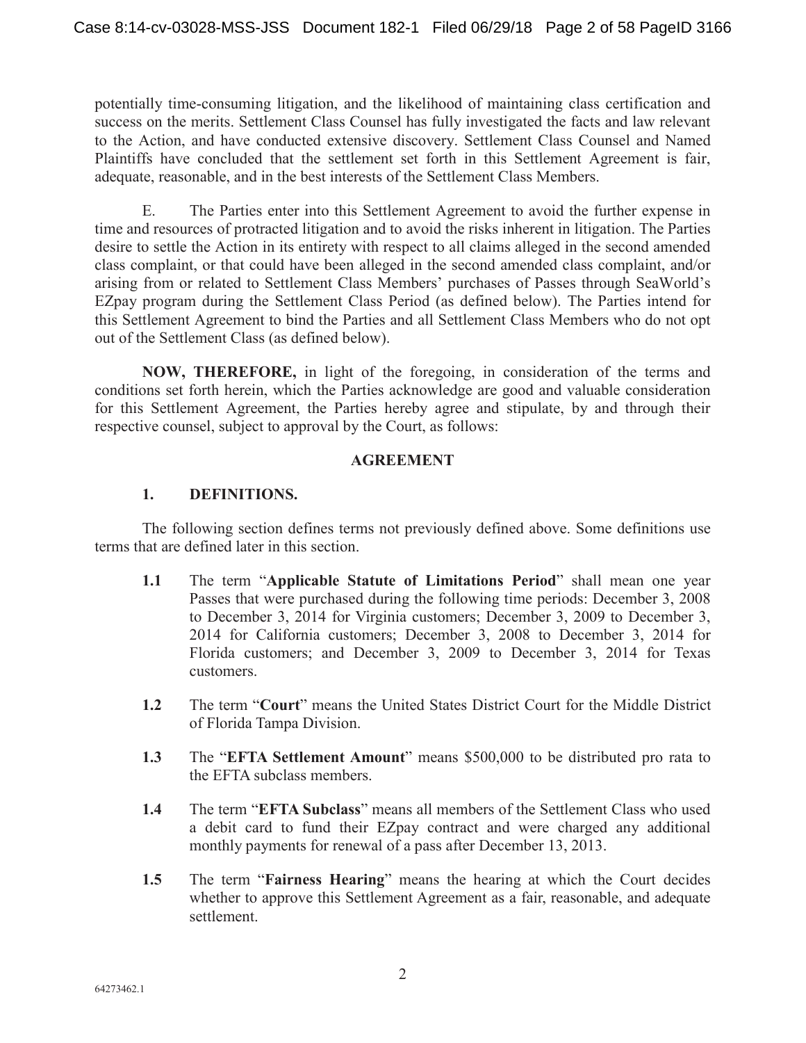potentially time-consuming litigation, and the likelihood of maintaining class certification and success on the merits. Settlement Class Counsel has fully investigated the facts and law relevant to the Action, and have conducted extensive discovery. Settlement Class Counsel and Named Plaintiffs have concluded that the settlement set forth in this Settlement Agreement is fair, adequate, reasonable, and in the best interests of the Settlement Class Members.

E. The Parties enter into this Settlement Agreement to avoid the further expense in time and resources of protracted litigation and to avoid the risks inherent in litigation. The Parties desire to settle the Action in its entirety with respect to all claims alleged in the second amended class complaint, or that could have been alleged in the second amended class complaint, and/or arising from or related to Settlement Class Members' purchases of Passes through SeaWorld's EZpay program during the Settlement Class Period (as defined below). The Parties intend for this Settlement Agreement to bind the Parties and all Settlement Class Members who do not opt out of the Settlement Class (as defined below).

**NOW, THEREFORE,** in light of the foregoing, in consideration of the terms and conditions set forth herein, which the Parties acknowledge are good and valuable consideration for this Settlement Agreement, the Parties hereby agree and stipulate, by and through their respective counsel, subject to approval by the Court, as follows:

## AGREEMENT

### 1. DEFINITIONS.

The following section defines terms not previously defined above. Some definitions use terms that are defined later in this section.

**1.1** The term "**Applicable Statute of Limitations Period**" shall mean one year Passes that were purchased during the following time periods: December 3, 2008 to December 3, 2014 for Virginia customers; December 3, 2009 to December 3, 2014 for California customers; December 3, 2008 to December 3, 2014 for Florida customers; and December 3, 2009 to December 3, 2014 for Texas customers.

**1.2** The term "**Court**" means the United States District Court for the Middle District of Florida Tampa Division.

**1.3** The "**EFTA Settlement Amount**" means $500,000 to be distributed pro rata to the EFTA subclass members.

**1.4** The term "**EFTA Subclass**" means all members of the Settlement Class who used a debit card to fund their EZpay contract and were charged any additional monthly payments for renewal of a pass after December 13, 2013.

**1.5** The term "**Fairness Hearing**" means the hearing at which the Court decides whether to approve this Settlement Agreement as a fair, reasonable, and adequate settlement.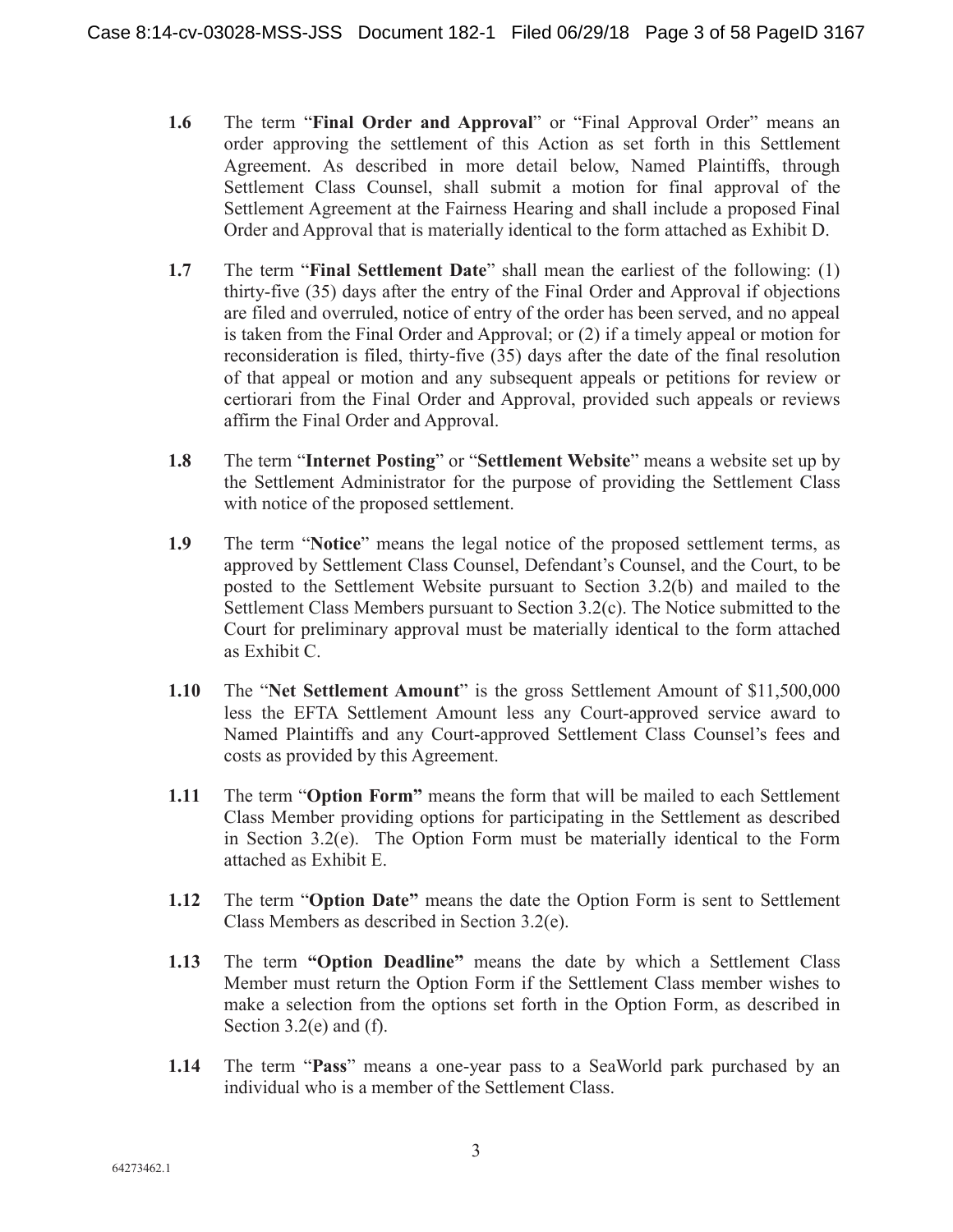**1.6** The term "**Final Order and Approval**" or "Final Approval Order" means an order approving the settlement of this Action as set forth in this Settlement Agreement. As described in more detail below, Named Plaintiffs, through Settlement Class Counsel, shall submit a motion for final approval of the Settlement Agreement at the Fairness Hearing and shall include a proposed Final Order and Approval that is materially identical to the form attached as Exhibit D.

**1.7** The term "**Final Settlement Date**" shall mean the earliest of the following: (1) thirty-five (35) days after the entry of the Final Order and Approval if objections are filed and overruled, notice of entry of the order has been served, and no appeal is taken from the Final Order and Approval; or (2) if a timely appeal or motion for reconsideration is filed, thirty-five (35) days after the date of the final resolution of that appeal or motion and any subsequent appeals or petitions for review or certiorari from the Final Order and Approval, provided such appeals or reviews affirm the Final Order and Approval.

**1.8** The term "**Internet Posting**" or "**Settlement Website**" means a website set up by the Settlement Administrator for the purpose of providing the Settlement Class with notice of the proposed settlement.

**1.9** The term "**Notice**" means the legal notice of the proposed settlement terms, as approved by Settlement Class Counsel, Defendant's Counsel, and the Court, to be posted to the Settlement Website pursuant to Section 3.2(b) and mailed to the Settlement Class Members pursuant to Section 3.2(c). The Notice submitted to the Court for preliminary approval must be materially identical to the form attached as Exhibit C.

**1.10** The "**Net Settlement Amount**" is the gross Settlement Amount of $11,500,000 less the EFTA Settlement Amount less any Court-approved service award to Named Plaintiffs and any Court-approved Settlement Class Counsel's fees and costs as provided by this Agreement.

**1.11** The term "**Option Form"** means the form that will be mailed to each Settlement Class Member providing options for participating in the Settlement as described in Section 3.2(e). The Option Form must be materially identical to the Form attached as Exhibit E.

**1.12** The term "**Option Date"** means the date the Option Form is sent to Settlement Class Members as described in Section 3.2(e).

**1.13** The term **"Option Deadline"** means the date by which a Settlement Class Member must return the Option Form if the Settlement Class member wishes to make a selection from the options set forth in the Option Form, as described in Section 3.2(e) and (f).

**1.14** The term "**Pass**" means a one-year pass to a SeaWorld park purchased by an individual who is a member of the Settlement Class.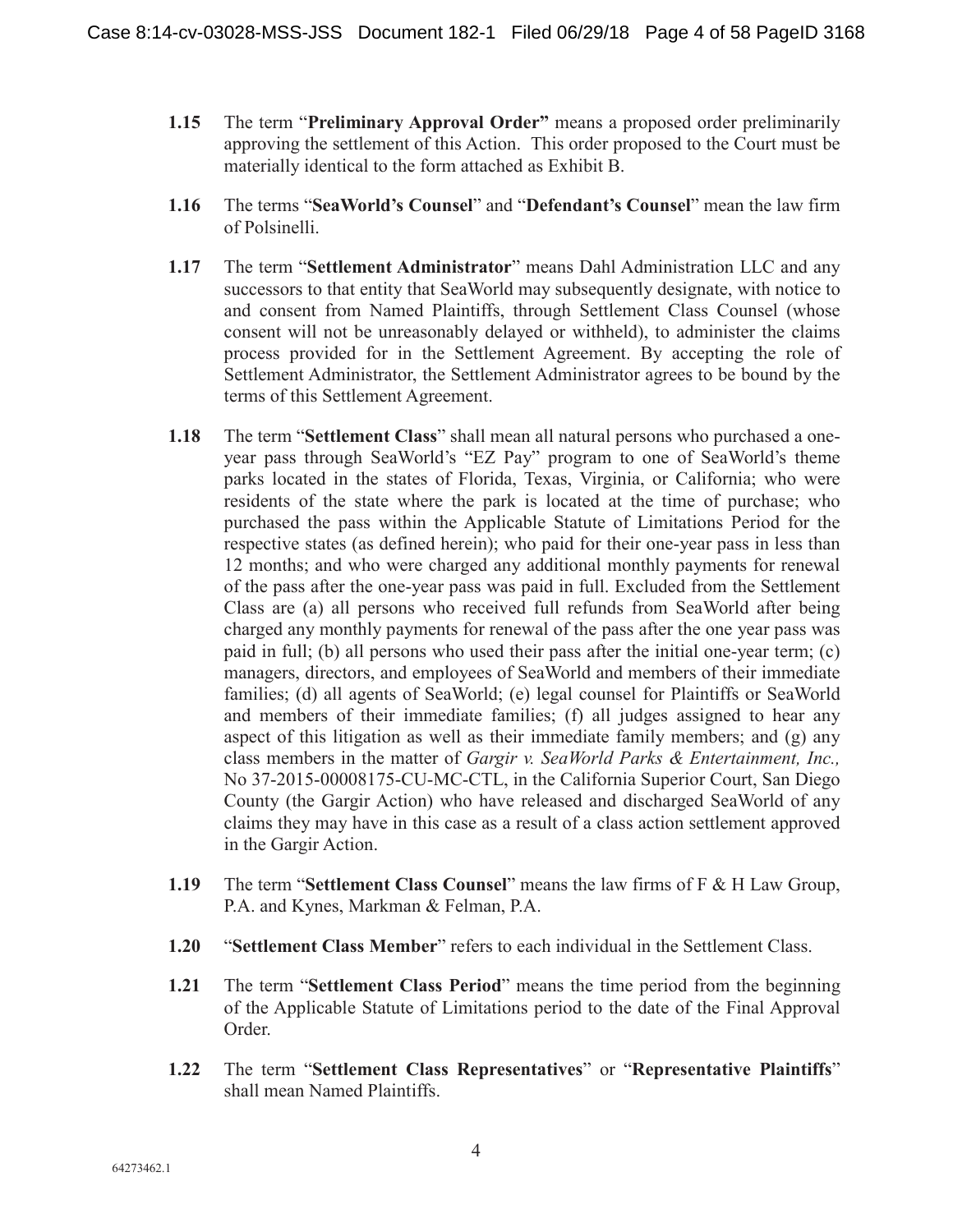**1.15** The term "**Preliminary Approval Order"** means a proposed order preliminarily approving the settlement of this Action. This order proposed to the Court must be materially identical to the form attached as Exhibit B.

**1.16** The terms "**SeaWorld's Counsel**" and "**Defendant's Counsel**" mean the law firm of Polsinelli.

**1.17** The term "**Settlement Administrator**" means Dahl Administration LLC and any successors to that entity that SeaWorld may subsequently designate, with notice to and consent from Named Plaintiffs, through Settlement Class Counsel (whose consent will not be unreasonably delayed or withheld), to administer the claims process provided for in the Settlement Agreement. By accepting the role of Settlement Administrator, the Settlement Administrator agrees to be bound by the terms of this Settlement Agreement.

**1.18** The term "**Settlement Class**" shall mean all natural persons who purchased a one-year pass through SeaWorld's "EZ Pay" program to one of SeaWorld's theme parks located in the states of Florida, Texas, Virginia, or California; who were residents of the state where the park is located at the time of purchase; who purchased the pass within the Applicable Statute of Limitations Period for the respective states (as defined herein); who paid for their one-year pass in less than 12 months; and who were charged any additional monthly payments for renewal of the pass after the one-year pass was paid in full. Excluded from the Settlement Class are (a) all persons who received full refunds from SeaWorld after being charged any monthly payments for renewal of the pass after the one year pass was paid in full; (b) all persons who used their pass after the initial one-year term; (c) managers, directors, and employees of SeaWorld and members of their immediate families; (d) all agents of SeaWorld; (e) legal counsel for Plaintiffs or SeaWorld and members of their immediate families; (f) all judges assigned to hear any aspect of this litigation as well as their immediate family members; and (g) any class members in the matter of *Gargir v. SeaWorld Parks & Entertainment, Inc.,* No 37-2015-00008175-CU-MC-CTL, in the California Superior Court, San Diego County (the Gargir Action) who have released and discharged SeaWorld of any claims they may have in this case as a result of a class action settlement approved in the Gargir Action.

**1.19** The term "**Settlement Class Counsel**" means the law firms of F & H Law Group, P.A. and Kynes, Markman & Felman, P.A.

**1.20** "**Settlement Class Member**" refers to each individual in the Settlement Class.

**1.21** The term "**Settlement Class Period**" means the time period from the beginning of the Applicable Statute of Limitations period to the date of the Final Approval Order.

**1.22** The term "**Settlement Class Representatives**" or "**Representative Plaintiffs**" shall mean Named Plaintiffs.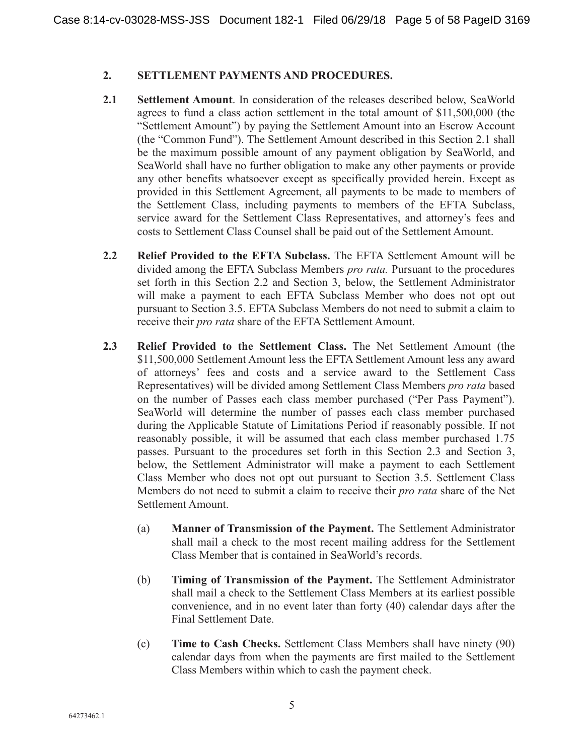## 2. SETTLEMENT PAYMENTS AND PROCEDURES.

**2.1 Settlement Amount**. In consideration of the releases described below, SeaWorld agrees to fund a class action settlement in the total amount of $11,500,000 (the "Settlement Amount") by paying the Settlement Amount into an Escrow Account (the "Common Fund"). The Settlement Amount described in this Section 2.1 shall be the maximum possible amount of any payment obligation by SeaWorld, and SeaWorld shall have no further obligation to make any other payments or provide any other benefits whatsoever except as specifically provided herein. Except as provided in this Settlement Agreement, all payments to be made to members of the Settlement Class, including payments to members of the EFTA Subclass, service award for the Settlement Class Representatives, and attorney's fees and costs to Settlement Class Counsel shall be paid out of the Settlement Amount.

**2.2 Relief Provided to the EFTA Subclass.** The EFTA Settlement Amount will be divided among the EFTA Subclass Members *pro rata.* Pursuant to the procedures set forth in this Section 2.2 and Section 3, below, the Settlement Administrator will make a payment to each EFTA Subclass Member who does not opt out pursuant to Section 3.5. EFTA Subclass Members do not need to submit a claim to receive their *pro rata* share of the EFTA Settlement Amount.

**2.3 Relief Provided to the Settlement Class.** The Net Settlement Amount (the $11,500,000 Settlement Amount less the EFTA Settlement Amount less any award of attorneys' fees and costs and a service award to the Settlement Cass Representatives) will be divided among Settlement Class Members *pro rata* based on the number of Passes each class member purchased ("Per Pass Payment"). SeaWorld will determine the number of passes each class member purchased during the Applicable Statute of Limitations Period if reasonably possible. If not reasonably possible, it will be assumed that each class member purchased 1.75 passes. Pursuant to the procedures set forth in this Section 2.3 and Section 3, below, the Settlement Administrator will make a payment to each Settlement Class Member who does not opt out pursuant to Section 3.5. Settlement Class Members do not need to submit a claim to receive their *pro rata* share of the Net Settlement Amount.

(a) **Manner of Transmission of the Payment.** The Settlement Administrator shall mail a check to the most recent mailing address for the Settlement Class Member that is contained in SeaWorld's records.

(b) **Timing of Transmission of the Payment.** The Settlement Administrator shall mail a check to the Settlement Class Members at its earliest possible convenience, and in no event later than forty (40) calendar days after the Final Settlement Date.

(c) **Time to Cash Checks.** Settlement Class Members shall have ninety (90) calendar days from when the payments are first mailed to the Settlement Class Members within which to cash the payment check.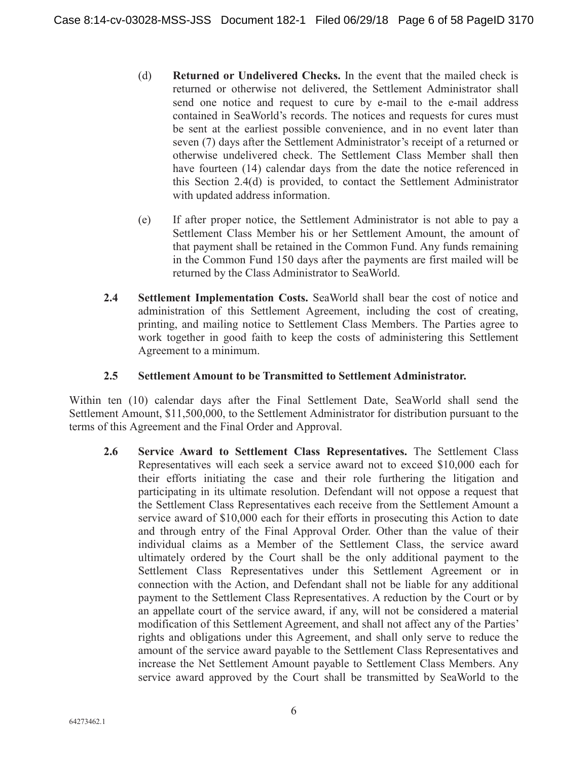(d) **Returned or Undelivered Checks.** In the event that the mailed check is returned or otherwise not delivered, the Settlement Administrator shall send one notice and request to cure by e-mail to the e-mail address contained in SeaWorld's records. The notices and requests for cures must be sent at the earliest possible convenience, and in no event later than seven (7) days after the Settlement Administrator's receipt of a returned or otherwise undelivered check. The Settlement Class Member shall then have fourteen (14) calendar days from the date the notice referenced in this Section 2.4(d) is provided, to contact the Settlement Administrator with updated address information.

(e) If after proper notice, the Settlement Administrator is not able to pay a Settlement Class Member his or her Settlement Amount, the amount of that payment shall be retained in the Common Fund. Any funds remaining in the Common Fund 150 days after the payments are first mailed will be returned by the Class Administrator to SeaWorld.

**2.4 Settlement Implementation Costs.** SeaWorld shall bear the cost of notice and administration of this Settlement Agreement, including the cost of creating, printing, and mailing notice to Settlement Class Members. The Parties agree to work together in good faith to keep the costs of administering this Settlement Agreement to a minimum.

**2.5 Settlement Amount to be Transmitted to Settlement Administrator.**

Within ten (10) calendar days after the Final Settlement Date, SeaWorld shall send the Settlement Amount, $11,500,000, to the Settlement Administrator for distribution pursuant to the terms of this Agreement and the Final Order and Approval.

**2.6 Service Award to Settlement Class Representatives.** The Settlement Class Representatives will each seek a service award not to exceed $10,000 each for their efforts initiating the case and their role furthering the litigation and participating in its ultimate resolution. Defendant will not oppose a request that the Settlement Class Representatives each receive from the Settlement Amount a service award of $10,000 each for their efforts in prosecuting this Action to date and through entry of the Final Approval Order. Other than the value of their individual claims as a Member of the Settlement Class, the service award ultimately ordered by the Court shall be the only additional payment to the Settlement Class Representatives under this Settlement Agreement or in connection with the Action, and Defendant shall not be liable for any additional payment to the Settlement Class Representatives. A reduction by the Court or by an appellate court of the service award, if any, will not be considered a material modification of this Settlement Agreement, and shall not affect any of the Parties' rights and obligations under this Agreement, and shall only serve to reduce the amount of the service award payable to the Settlement Class Representatives and increase the Net Settlement Amount payable to Settlement Class Members. Any service award approved by the Court shall be transmitted by SeaWorld to the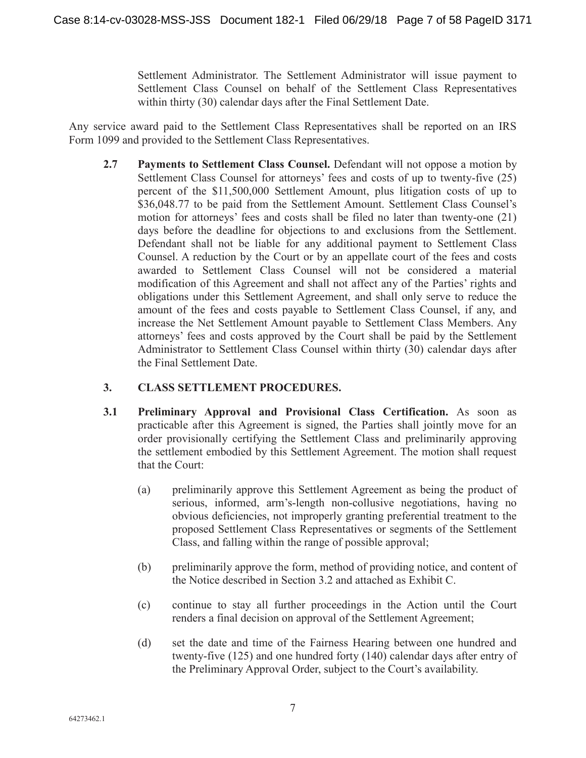Settlement Administrator. The Settlement Administrator will issue payment to Settlement Class Counsel on behalf of the Settlement Class Representatives within thirty (30) calendar days after the Final Settlement Date.

Any service award paid to the Settlement Class Representatives shall be reported on an IRS Form 1099 and provided to the Settlement Class Representatives.

**2.7 Payments to Settlement Class Counsel.** Defendant will not oppose a motion by Settlement Class Counsel for attorneys' fees and costs of up to twenty-five (25) percent of the $11,500,000 Settlement Amount, plus litigation costs of up to $36,048.77 to be paid from the Settlement Amount. Settlement Class Counsel's motion for attorneys' fees and costs shall be filed no later than twenty-one (21) days before the deadline for objections to and exclusions from the Settlement. Defendant shall not be liable for any additional payment to Settlement Class Counsel. A reduction by the Court or by an appellate court of the fees and costs awarded to Settlement Class Counsel will not be considered a material modification of this Agreement and shall not affect any of the Parties' rights and obligations under this Settlement Agreement, and shall only serve to reduce the amount of the fees and costs payable to Settlement Class Counsel, if any, and increase the Net Settlement Amount payable to Settlement Class Members. Any attorneys' fees and costs approved by the Court shall be paid by the Settlement Administrator to Settlement Class Counsel within thirty (30) calendar days after the Final Settlement Date.

## 3. CLASS SETTLEMENT PROCEDURES.

**3.1 Preliminary Approval and Provisional Class Certification.** As soon as practicable after this Agreement is signed, the Parties shall jointly move for an order provisionally certifying the Settlement Class and preliminarily approving the settlement embodied by this Settlement Agreement. The motion shall request that the Court:

(a) preliminarily approve this Settlement Agreement as being the product of serious, informed, arm's-length non-collusive negotiations, having no obvious deficiencies, not improperly granting preferential treatment to the proposed Settlement Class Representatives or segments of the Settlement Class, and falling within the range of possible approval;

(b) preliminarily approve the form, method of providing notice, and content of the Notice described in Section 3.2 and attached as Exhibit C.

(c) continue to stay all further proceedings in the Action until the Court renders a final decision on approval of the Settlement Agreement;

(d) set the date and time of the Fairness Hearing between one hundred and twenty-five (125) and one hundred forty (140) calendar days after entry of the Preliminary Approval Order, subject to the Court's availability.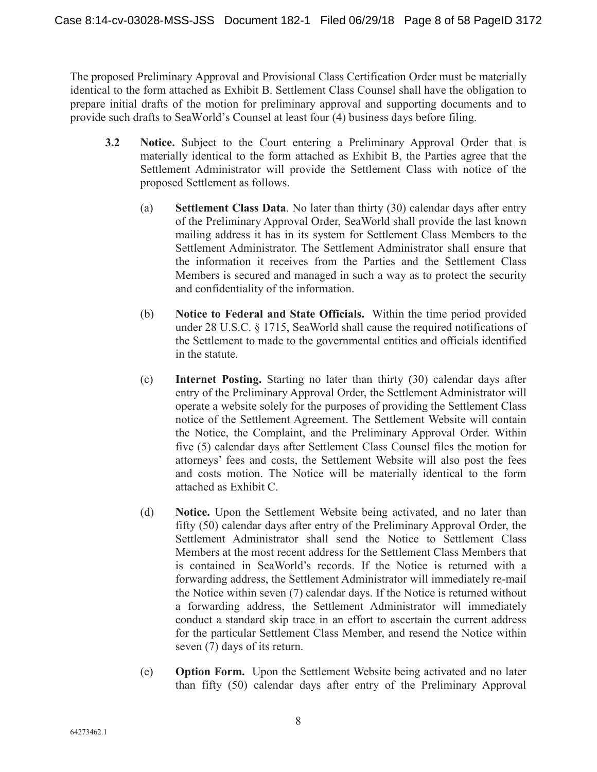The proposed Preliminary Approval and Provisional Class Certification Order must be materially identical to the form attached as Exhibit B. Settlement Class Counsel shall have the obligation to prepare initial drafts of the motion for preliminary approval and supporting documents and to provide such drafts to SeaWorld's Counsel at least four (4) business days before filing.

**3.2 Notice.** Subject to the Court entering a Preliminary Approval Order that is materially identical to the form attached as Exhibit B, the Parties agree that the Settlement Administrator will provide the Settlement Class with notice of the proposed Settlement as follows.

(a) **Settlement Class Data**. No later than thirty (30) calendar days after entry of the Preliminary Approval Order, SeaWorld shall provide the last known mailing address it has in its system for Settlement Class Members to the Settlement Administrator. The Settlement Administrator shall ensure that the information it receives from the Parties and the Settlement Class Members is secured and managed in such a way as to protect the security and confidentiality of the information.

(b) **Notice to Federal and State Officials.** Within the time period provided under 28 U.S.C. § 1715, SeaWorld shall cause the required notifications of the Settlement to made to the governmental entities and officials identified in the statute.

(c) **Internet Posting.** Starting no later than thirty (30) calendar days after entry of the Preliminary Approval Order, the Settlement Administrator will operate a website solely for the purposes of providing the Settlement Class notice of the Settlement Agreement. The Settlement Website will contain the Notice, the Complaint, and the Preliminary Approval Order. Within five (5) calendar days after Settlement Class Counsel files the motion for attorneys' fees and costs, the Settlement Website will also post the fees and costs motion. The Notice will be materially identical to the form attached as Exhibit C.

(d) **Notice.** Upon the Settlement Website being activated, and no later than fifty (50) calendar days after entry of the Preliminary Approval Order, the Settlement Administrator shall send the Notice to Settlement Class Members at the most recent address for the Settlement Class Members that is contained in SeaWorld's records. If the Notice is returned with a forwarding address, the Settlement Administrator will immediately re-mail the Notice within seven (7) calendar days. If the Notice is returned without a forwarding address, the Settlement Administrator will immediately conduct a standard skip trace in an effort to ascertain the current address for the particular Settlement Class Member, and resend the Notice within seven (7) days of its return.

(e) **Option Form.** Upon the Settlement Website being activated and no later than fifty (50) calendar days after entry of the Preliminary Approval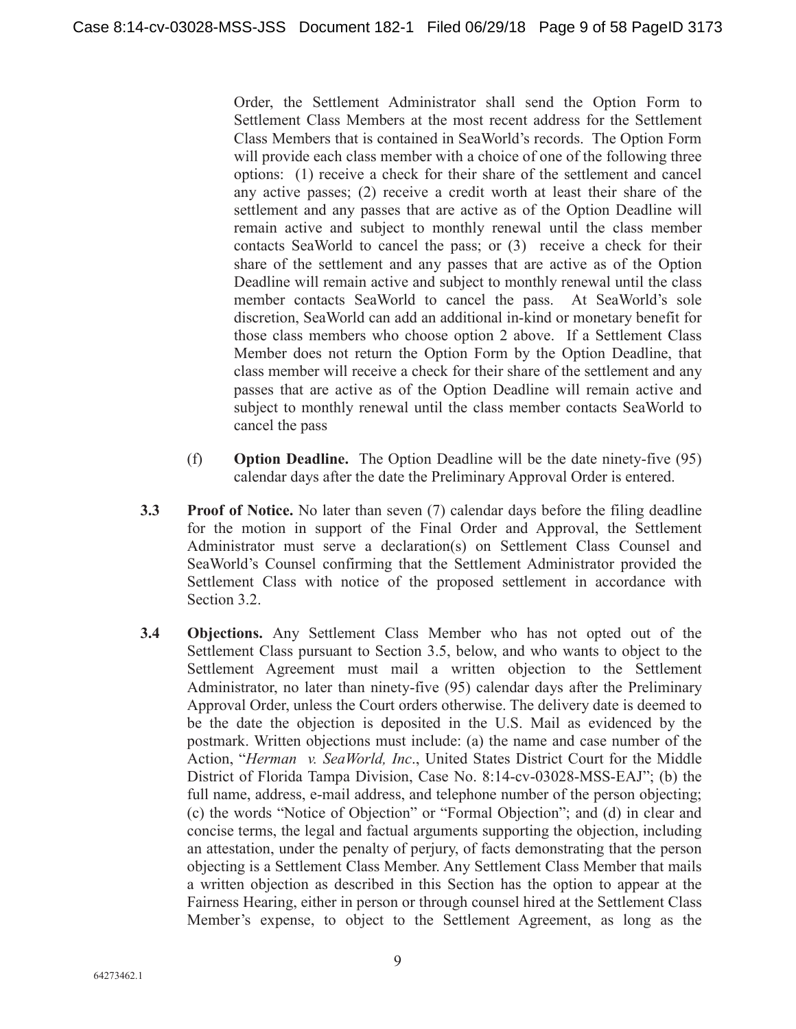Order, the Settlement Administrator shall send the Option Form to Settlement Class Members at the most recent address for the Settlement Class Members that is contained in SeaWorld's records. The Option Form will provide each class member with a choice of one of the following three options: (1) receive a check for their share of the settlement and cancel any active passes; (2) receive a credit worth at least their share of the settlement and any passes that are active as of the Option Deadline will remain active and subject to monthly renewal until the class member contacts SeaWorld to cancel the pass; or (3) receive a check for their share of the settlement and any passes that are active as of the Option Deadline will remain active and subject to monthly renewal until the class member contacts SeaWorld to cancel the pass. At SeaWorld's sole discretion, SeaWorld can add an additional in-kind or monetary benefit for those class members who choose option 2 above. If a Settlement Class Member does not return the Option Form by the Option Deadline, that class member will receive a check for their share of the settlement and any passes that are active as of the Option Deadline will remain active and subject to monthly renewal until the class member contacts SeaWorld to cancel the pass

(f) **Option Deadline.** The Option Deadline will be the date ninety-five (95) calendar days after the date the Preliminary Approval Order is entered.

**3.3 Proof of Notice.** No later than seven (7) calendar days before the filing deadline for the motion in support of the Final Order and Approval, the Settlement Administrator must serve a declaration(s) on Settlement Class Counsel and SeaWorld's Counsel confirming that the Settlement Administrator provided the Settlement Class with notice of the proposed settlement in accordance with Section 3.2.

**3.4 Objections.** Any Settlement Class Member who has not opted out of the Settlement Class pursuant to Section 3.5, below, and who wants to object to the Settlement Agreement must mail a written objection to the Settlement Administrator, no later than ninety-five (95) calendar days after the Preliminary Approval Order, unless the Court orders otherwise. The delivery date is deemed to be the date the objection is deposited in the U.S. Mail as evidenced by the postmark. Written objections must include: (a) the name and case number of the Action, "*Herman v. SeaWorld, Inc*., United States District Court for the Middle District of Florida Tampa Division, Case No. 8:14-cv-03028-MSS-EAJ"; (b) the full name, address, e-mail address, and telephone number of the person objecting; (c) the words "Notice of Objection" or "Formal Objection"; and (d) in clear and concise terms, the legal and factual arguments supporting the objection, including an attestation, under the penalty of perjury, of facts demonstrating that the person objecting is a Settlement Class Member. Any Settlement Class Member that mails a written objection as described in this Section has the option to appear at the Fairness Hearing, either in person or through counsel hired at the Settlement Class Member's expense, to object to the Settlement Agreement, as long as the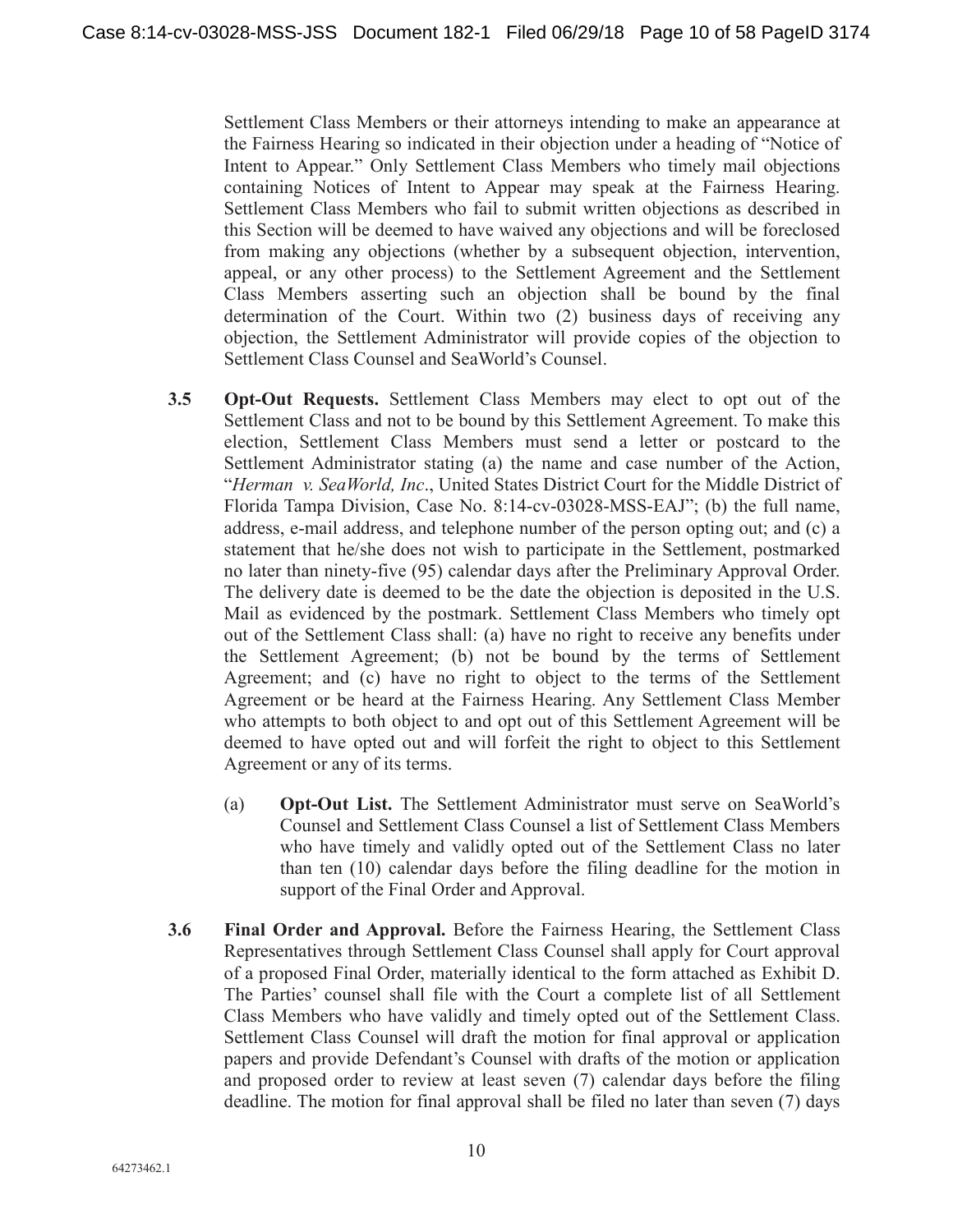Settlement Class Members or their attorneys intending to make an appearance at the Fairness Hearing so indicated in their objection under a heading of "Notice of Intent to Appear." Only Settlement Class Members who timely mail objections containing Notices of Intent to Appear may speak at the Fairness Hearing. Settlement Class Members who fail to submit written objections as described in this Section will be deemed to have waived any objections and will be foreclosed from making any objections (whether by a subsequent objection, intervention, appeal, or any other process) to the Settlement Agreement and the Settlement Class Members asserting such an objection shall be bound by the final determination of the Court. Within two (2) business days of receiving any objection, the Settlement Administrator will provide copies of the objection to Settlement Class Counsel and SeaWorld's Counsel.

**3.5 Opt-Out Requests.** Settlement Class Members may elect to opt out of the Settlement Class and not to be bound by this Settlement Agreement. To make this election, Settlement Class Members must send a letter or postcard to the Settlement Administrator stating (a) the name and case number of the Action, "*Herman v. SeaWorld, Inc*., United States District Court for the Middle District of Florida Tampa Division, Case No. 8:14-cv-03028-MSS-EAJ"; (b) the full name, address, e-mail address, and telephone number of the person opting out; and (c) a statement that he/she does not wish to participate in the Settlement, postmarked no later than ninety-five (95) calendar days after the Preliminary Approval Order. The delivery date is deemed to be the date the objection is deposited in the U.S. Mail as evidenced by the postmark. Settlement Class Members who timely opt out of the Settlement Class shall: (a) have no right to receive any benefits under the Settlement Agreement; (b) not be bound by the terms of Settlement Agreement; and (c) have no right to object to the terms of the Settlement Agreement or be heard at the Fairness Hearing. Any Settlement Class Member who attempts to both object to and opt out of this Settlement Agreement will be deemed to have opted out and will forfeit the right to object to this Settlement Agreement or any of its terms.

(a) **Opt-Out List.** The Settlement Administrator must serve on SeaWorld's Counsel and Settlement Class Counsel a list of Settlement Class Members who have timely and validly opted out of the Settlement Class no later than ten (10) calendar days before the filing deadline for the motion in support of the Final Order and Approval.

**3.6 Final Order and Approval.** Before the Fairness Hearing, the Settlement Class Representatives through Settlement Class Counsel shall apply for Court approval of a proposed Final Order, materially identical to the form attached as Exhibit D. The Parties' counsel shall file with the Court a complete list of all Settlement Class Members who have validly and timely opted out of the Settlement Class. Settlement Class Counsel will draft the motion for final approval or application papers and provide Defendant's Counsel with drafts of the motion or application and proposed order to review at least seven (7) calendar days before the filing deadline. The motion for final approval shall be filed no later than seven (7) days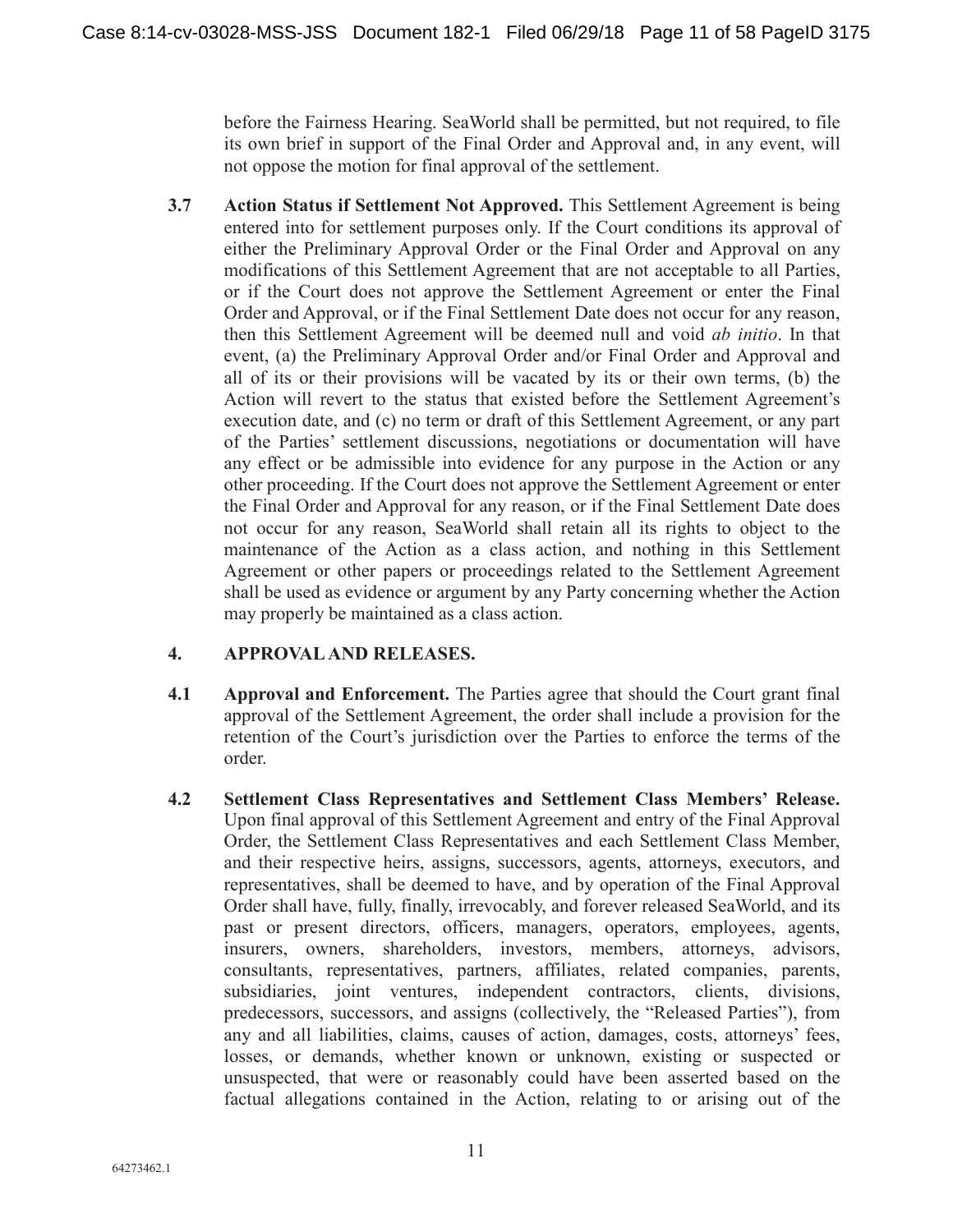before the Fairness Hearing. SeaWorld shall be permitted, but not required, to file its own brief in support of the Final Order and Approval and, in any event, will not oppose the motion for final approval of the settlement.

**3.7 Action Status if Settlement Not Approved.** This Settlement Agreement is being entered into for settlement purposes only. If the Court conditions its approval of either the Preliminary Approval Order or the Final Order and Approval on any modifications of this Settlement Agreement that are not acceptable to all Parties, or if the Court does not approve the Settlement Agreement or enter the Final Order and Approval, or if the Final Settlement Date does not occur for any reason, then this Settlement Agreement will be deemed null and void *ab initio*. In that event, (a) the Preliminary Approval Order and/or Final Order and Approval and all of its or their provisions will be vacated by its or their own terms, (b) the Action will revert to the status that existed before the Settlement Agreement's execution date, and (c) no term or draft of this Settlement Agreement, or any part of the Parties' settlement discussions, negotiations or documentation will have any effect or be admissible into evidence for any purpose in the Action or any other proceeding. If the Court does not approve the Settlement Agreement or enter the Final Order and Approval for any reason, or if the Final Settlement Date does not occur for any reason, SeaWorld shall retain all its rights to object to the maintenance of the Action as a class action, and nothing in this Settlement Agreement or other papers or proceedings related to the Settlement Agreement shall be used as evidence or argument by any Party concerning whether the Action may properly be maintained as a class action.

## 4. APPROVAL AND RELEASES.

**4.1 Approval and Enforcement.** The Parties agree that should the Court grant final approval of the Settlement Agreement, the order shall include a provision for the retention of the Court's jurisdiction over the Parties to enforce the terms of the order.

**4.2 Settlement Class Representatives and Settlement Class Members' Release.** Upon final approval of this Settlement Agreement and entry of the Final Approval Order, the Settlement Class Representatives and each Settlement Class Member, and their respective heirs, assigns, successors, agents, attorneys, executors, and representatives, shall be deemed to have, and by operation of the Final Approval Order shall have, fully, finally, irrevocably, and forever released SeaWorld, and its past or present directors, officers, managers, operators, employees, agents, insurers, owners, shareholders, investors, members, attorneys, advisors, consultants, representatives, partners, affiliates, related companies, parents, subsidiaries, joint ventures, independent contractors, clients, divisions, predecessors, successors, and assigns (collectively, the "Released Parties"), from any and all liabilities, claims, causes of action, damages, costs, attorneys' fees, losses, or demands, whether known or unknown, existing or suspected or unsuspected, that were or reasonably could have been asserted based on the factual allegations contained in the Action, relating to or arising out of the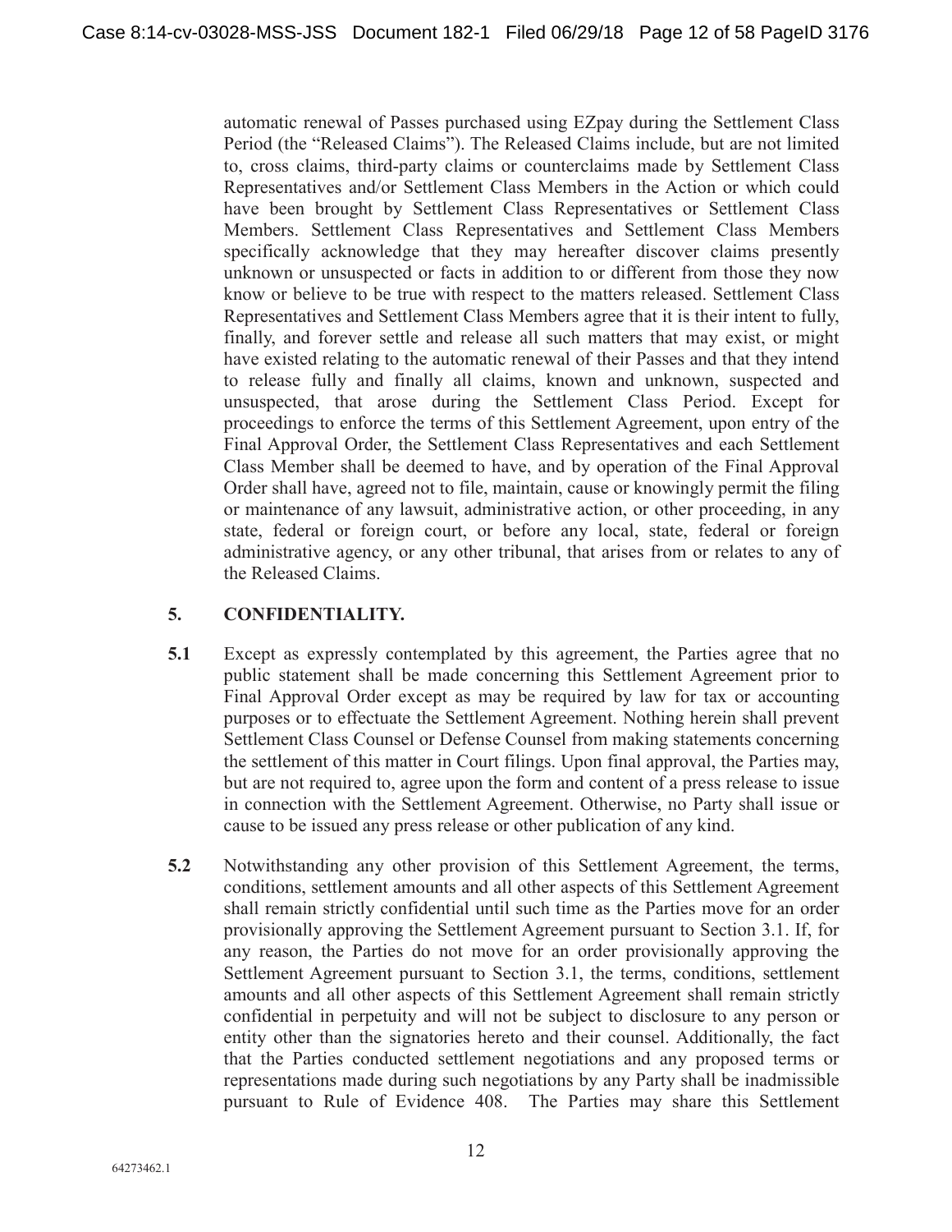automatic renewal of Passes purchased using EZpay during the Settlement Class Period (the "Released Claims"). The Released Claims include, but are not limited to, cross claims, third-party claims or counterclaims made by Settlement Class Representatives and/or Settlement Class Members in the Action or which could have been brought by Settlement Class Representatives or Settlement Class Members. Settlement Class Representatives and Settlement Class Members specifically acknowledge that they may hereafter discover claims presently unknown or unsuspected or facts in addition to or different from those they now know or believe to be true with respect to the matters released. Settlement Class Representatives and Settlement Class Members agree that it is their intent to fully, finally, and forever settle and release all such matters that may exist, or might have existed relating to the automatic renewal of their Passes and that they intend to release fully and finally all claims, known and unknown, suspected and unsuspected, that arose during the Settlement Class Period. Except for proceedings to enforce the terms of this Settlement Agreement, upon entry of the Final Approval Order, the Settlement Class Representatives and each Settlement Class Member shall be deemed to have, and by operation of the Final Approval Order shall have, agreed not to file, maintain, cause or knowingly permit the filing or maintenance of any lawsuit, administrative action, or other proceeding, in any state, federal or foreign court, or before any local, state, federal or foreign administrative agency, or any other tribunal, that arises from or relates to any of the Released Claims.

## 5. CONFIDENTIALITY.

**5.1** Except as expressly contemplated by this agreement, the Parties agree that no public statement shall be made concerning this Settlement Agreement prior to Final Approval Order except as may be required by law for tax or accounting purposes or to effectuate the Settlement Agreement. Nothing herein shall prevent Settlement Class Counsel or Defense Counsel from making statements concerning the settlement of this matter in Court filings. Upon final approval, the Parties may, but are not required to, agree upon the form and content of a press release to issue in connection with the Settlement Agreement. Otherwise, no Party shall issue or cause to be issued any press release or other publication of any kind.

**5.2** Notwithstanding any other provision of this Settlement Agreement, the terms, conditions, settlement amounts and all other aspects of this Settlement Agreement shall remain strictly confidential until such time as the Parties move for an order provisionally approving the Settlement Agreement pursuant to Section 3.1. If, for any reason, the Parties do not move for an order provisionally approving the Settlement Agreement pursuant to Section 3.1, the terms, conditions, settlement amounts and all other aspects of this Settlement Agreement shall remain strictly confidential in perpetuity and will not be subject to disclosure to any person or entity other than the signatories hereto and their counsel. Additionally, the fact that the Parties conducted settlement negotiations and any proposed terms or representations made during such negotiations by any Party shall be inadmissible pursuant to Rule of Evidence 408. The Parties may share this Settlement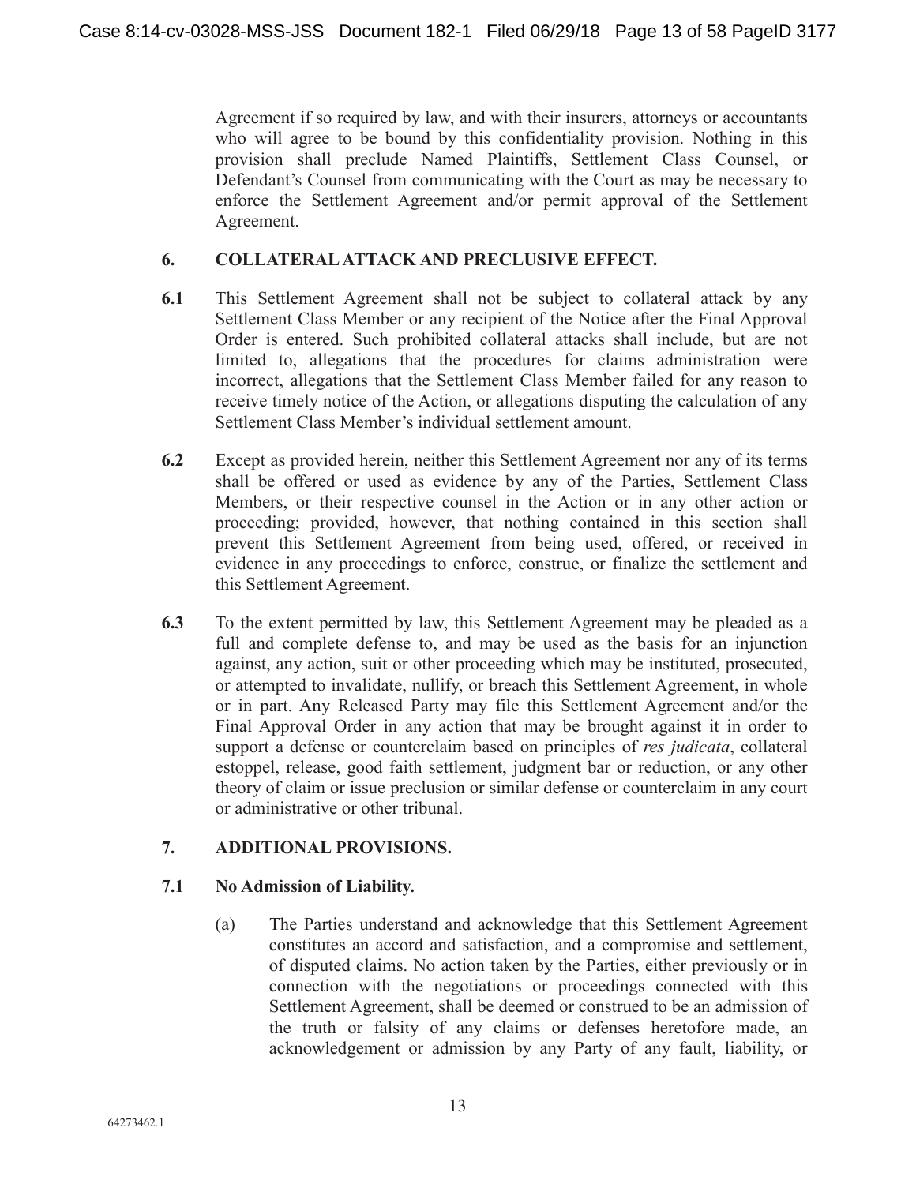Agreement if so required by law, and with their insurers, attorneys or accountants who will agree to be bound by this confidentiality provision. Nothing in this provision shall preclude Named Plaintiffs, Settlement Class Counsel, or Defendant's Counsel from communicating with the Court as may be necessary to enforce the Settlement Agreement and/or permit approval of the Settlement Agreement.

## 6. COLLATERAL ATTACK AND PRECLUSIVE EFFECT.

**6.1** This Settlement Agreement shall not be subject to collateral attack by any Settlement Class Member or any recipient of the Notice after the Final Approval Order is entered. Such prohibited collateral attacks shall include, but are not limited to, allegations that the procedures for claims administration were incorrect, allegations that the Settlement Class Member failed for any reason to receive timely notice of the Action, or allegations disputing the calculation of any Settlement Class Member's individual settlement amount.

**6.2** Except as provided herein, neither this Settlement Agreement nor any of its terms shall be offered or used as evidence by any of the Parties, Settlement Class Members, or their respective counsel in the Action or in any other action or proceeding; provided, however, that nothing contained in this section shall prevent this Settlement Agreement from being used, offered, or received in evidence in any proceedings to enforce, construe, or finalize the settlement and this Settlement Agreement.

**6.3** To the extent permitted by law, this Settlement Agreement may be pleaded as a full and complete defense to, and may be used as the basis for an injunction against, any action, suit or other proceeding which may be instituted, prosecuted, or attempted to invalidate, nullify, or breach this Settlement Agreement, in whole or in part. Any Released Party may file this Settlement Agreement and/or the Final Approval Order in any action that may be brought against it in order to support a defense or counterclaim based on principles of *res judicata*, collateral estoppel, release, good faith settlement, judgment bar or reduction, or any other theory of claim or issue preclusion or similar defense or counterclaim in any court or administrative or other tribunal.

## 7. ADDITIONAL PROVISIONS.

### 7.1 No Admission of Liability.

(a) The Parties understand and acknowledge that this Settlement Agreement constitutes an accord and satisfaction, and a compromise and settlement, of disputed claims. No action taken by the Parties, either previously or in connection with the negotiations or proceedings connected with this Settlement Agreement, shall be deemed or construed to be an admission of the truth or falsity of any claims or defenses heretofore made, an acknowledgement or admission by any Party of any fault, liability, or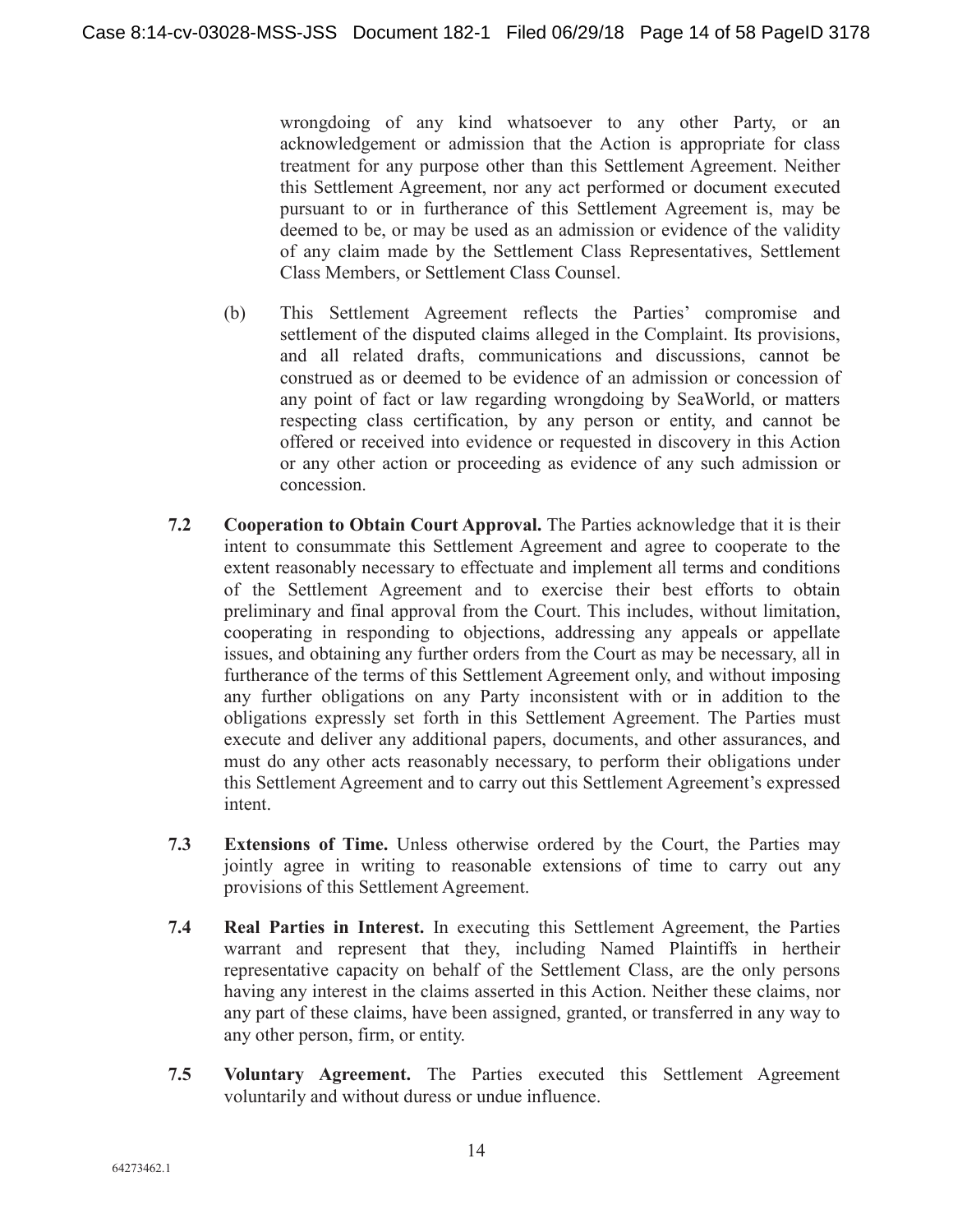wrongdoing of any kind whatsoever to any other Party, or an acknowledgement or admission that the Action is appropriate for class treatment for any purpose other than this Settlement Agreement. Neither this Settlement Agreement, nor any act performed or document executed pursuant to or in furtherance of this Settlement Agreement is, may be deemed to be, or may be used as an admission or evidence of the validity of any claim made by the Settlement Class Representatives, Settlement Class Members, or Settlement Class Counsel.

(b) This Settlement Agreement reflects the Parties' compromise and settlement of the disputed claims alleged in the Complaint. Its provisions, and all related drafts, communications and discussions, cannot be construed as or deemed to be evidence of an admission or concession of any point of fact or law regarding wrongdoing by SeaWorld, or matters respecting class certification, by any person or entity, and cannot be offered or received into evidence or requested in discovery in this Action or any other action or proceeding as evidence of any such admission or concession.

**7.2 Cooperation to Obtain Court Approval.** The Parties acknowledge that it is their intent to consummate this Settlement Agreement and agree to cooperate to the extent reasonably necessary to effectuate and implement all terms and conditions of the Settlement Agreement and to exercise their best efforts to obtain preliminary and final approval from the Court. This includes, without limitation, cooperating in responding to objections, addressing any appeals or appellate issues, and obtaining any further orders from the Court as may be necessary, all in furtherance of the terms of this Settlement Agreement only, and without imposing any further obligations on any Party inconsistent with or in addition to the obligations expressly set forth in this Settlement Agreement. The Parties must execute and deliver any additional papers, documents, and other assurances, and must do any other acts reasonably necessary, to perform their obligations under this Settlement Agreement and to carry out this Settlement Agreement's expressed intent.

**7.3 Extensions of Time.** Unless otherwise ordered by the Court, the Parties may jointly agree in writing to reasonable extensions of time to carry out any provisions of this Settlement Agreement.

**7.4 Real Parties in Interest.** In executing this Settlement Agreement, the Parties warrant and represent that they, including Named Plaintiffs in hertheir representative capacity on behalf of the Settlement Class, are the only persons having any interest in the claims asserted in this Action. Neither these claims, nor any part of these claims, have been assigned, granted, or transferred in any way to any other person, firm, or entity.

**7.5 Voluntary Agreement.** The Parties executed this Settlement Agreement voluntarily and without duress or undue influence.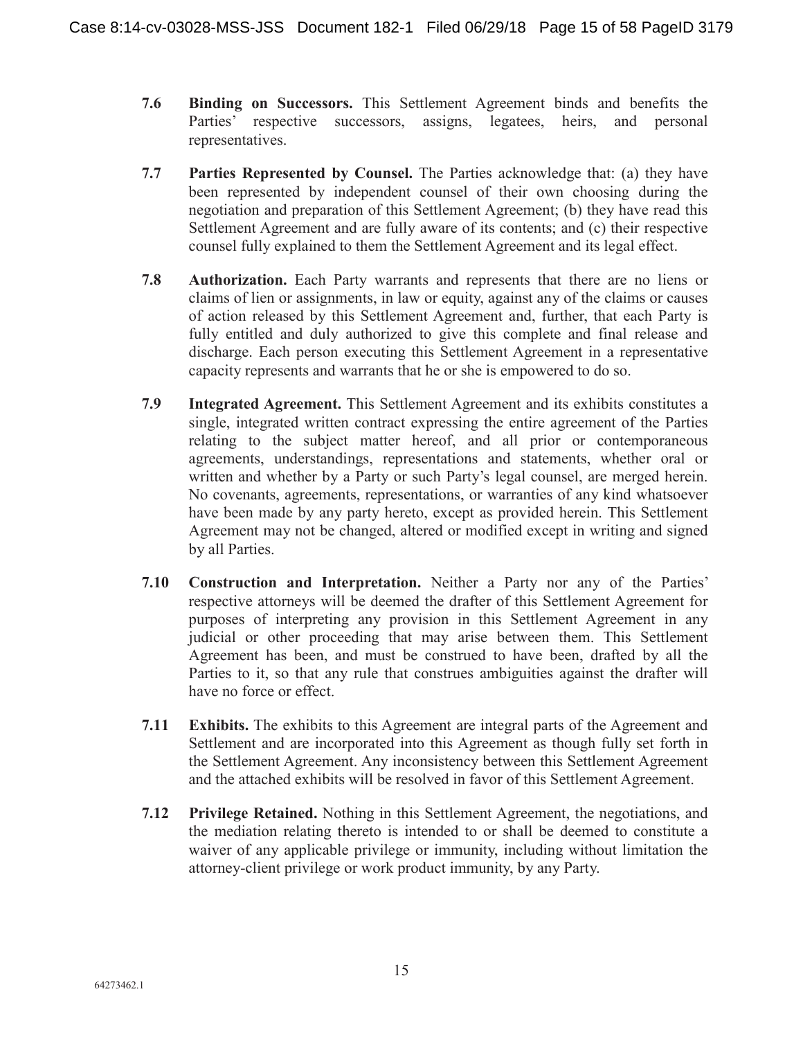**7.6 Binding on Successors.** This Settlement Agreement binds and benefits the Parties' respective successors, assigns, legatees, heirs, and personal representatives.

**7.7 Parties Represented by Counsel.** The Parties acknowledge that: (a) they have been represented by independent counsel of their own choosing during the negotiation and preparation of this Settlement Agreement; (b) they have read this Settlement Agreement and are fully aware of its contents; and (c) their respective counsel fully explained to them the Settlement Agreement and its legal effect.

**7.8 Authorization.** Each Party warrants and represents that there are no liens or claims of lien or assignments, in law or equity, against any of the claims or causes of action released by this Settlement Agreement and, further, that each Party is fully entitled and duly authorized to give this complete and final release and discharge. Each person executing this Settlement Agreement in a representative capacity represents and warrants that he or she is empowered to do so.

**7.9 Integrated Agreement.** This Settlement Agreement and its exhibits constitutes a single, integrated written contract expressing the entire agreement of the Parties relating to the subject matter hereof, and all prior or contemporaneous agreements, understandings, representations and statements, whether oral or written and whether by a Party or such Party's legal counsel, are merged herein. No covenants, agreements, representations, or warranties of any kind whatsoever have been made by any party hereto, except as provided herein. This Settlement Agreement may not be changed, altered or modified except in writing and signed by all Parties.

**7.10 Construction and Interpretation.** Neither a Party nor any of the Parties' respective attorneys will be deemed the drafter of this Settlement Agreement for purposes of interpreting any provision in this Settlement Agreement in any judicial or other proceeding that may arise between them. This Settlement Agreement has been, and must be construed to have been, drafted by all the Parties to it, so that any rule that construes ambiguities against the drafter will have no force or effect.

**7.11 Exhibits.** The exhibits to this Agreement are integral parts of the Agreement and Settlement and are incorporated into this Agreement as though fully set forth in the Settlement Agreement. Any inconsistency between this Settlement Agreement and the attached exhibits will be resolved in favor of this Settlement Agreement.

**7.12 Privilege Retained.** Nothing in this Settlement Agreement, the negotiations, and the mediation relating thereto is intended to or shall be deemed to constitute a waiver of any applicable privilege or immunity, including without limitation the attorney-client privilege or work product immunity, by any Party.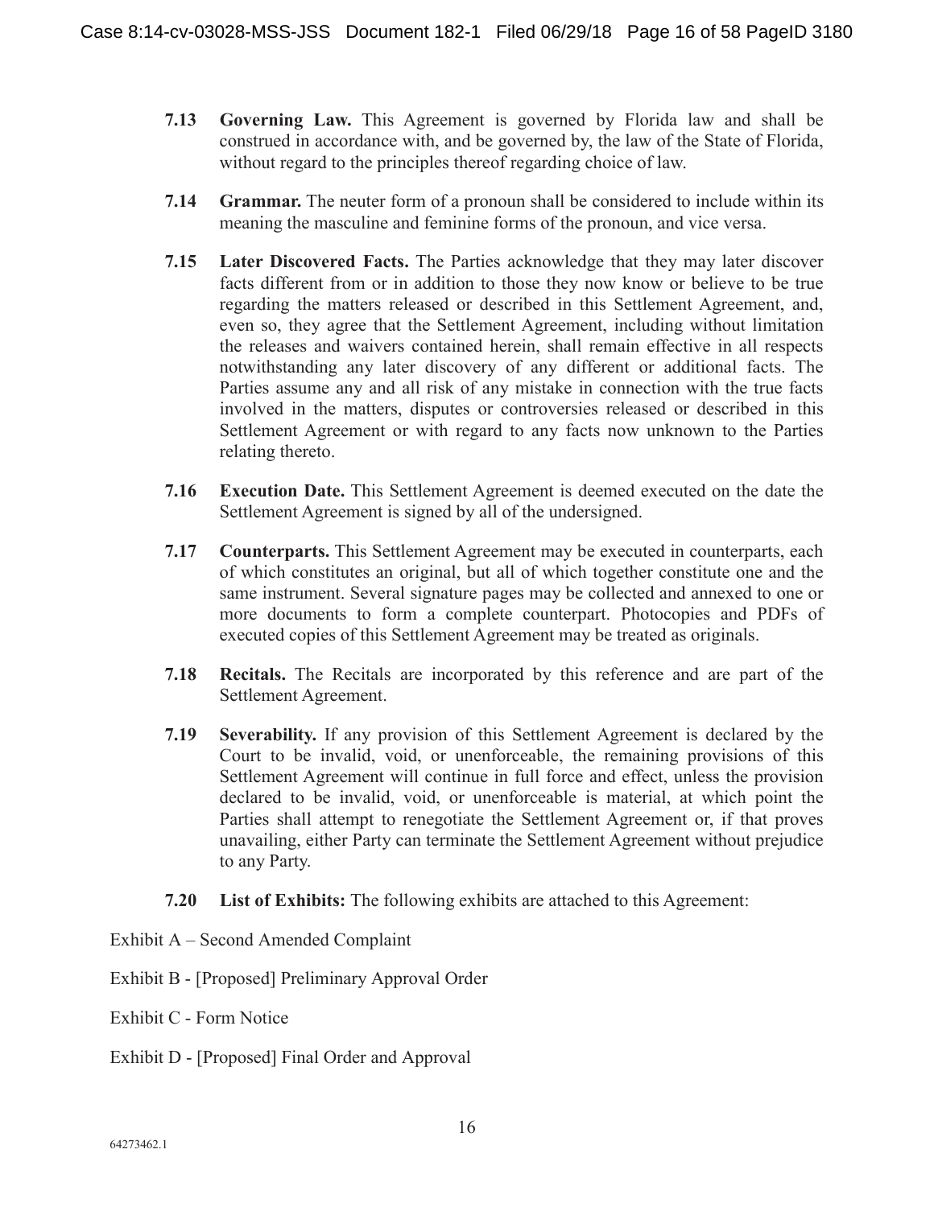**7.13 Governing Law.** This Agreement is governed by Florida law and shall be construed in accordance with, and be governed by, the law of the State of Florida, without regard to the principles thereof regarding choice of law.

**7.14 Grammar.** The neuter form of a pronoun shall be considered to include within its meaning the masculine and feminine forms of the pronoun, and vice versa.

**7.15 Later Discovered Facts.** The Parties acknowledge that they may later discover facts different from or in addition to those they now know or believe to be true regarding the matters released or described in this Settlement Agreement, and, even so, they agree that the Settlement Agreement, including without limitation the releases and waivers contained herein, shall remain effective in all respects notwithstanding any later discovery of any different or additional facts. The Parties assume any and all risk of any mistake in connection with the true facts involved in the matters, disputes or controversies released or described in this Settlement Agreement or with regard to any facts now unknown to the Parties relating thereto.

**7.16 Execution Date.** This Settlement Agreement is deemed executed on the date the Settlement Agreement is signed by all of the undersigned.

**7.17 Counterparts.** This Settlement Agreement may be executed in counterparts, each of which constitutes an original, but all of which together constitute one and the same instrument. Several signature pages may be collected and annexed to one or more documents to form a complete counterpart. Photocopies and PDFs of executed copies of this Settlement Agreement may be treated as originals.

**7.18 Recitals.** The Recitals are incorporated by this reference and are part of the Settlement Agreement.

**7.19 Severability.** If any provision of this Settlement Agreement is declared by the Court to be invalid, void, or unenforceable, the remaining provisions of this Settlement Agreement will continue in full force and effect, unless the provision declared to be invalid, void, or unenforceable is material, at which point the Parties shall attempt to renegotiate the Settlement Agreement or, if that proves unavailing, either Party can terminate the Settlement Agreement without prejudice to any Party.

**7.20 List of Exhibits:** The following exhibits are attached to this Agreement:

Exhibit A – Second Amended Complaint

Exhibit B - [Proposed] Preliminary Approval Order

Exhibit C - Form Notice

Exhibit D - [Proposed] Final Order and Approval

64273462.1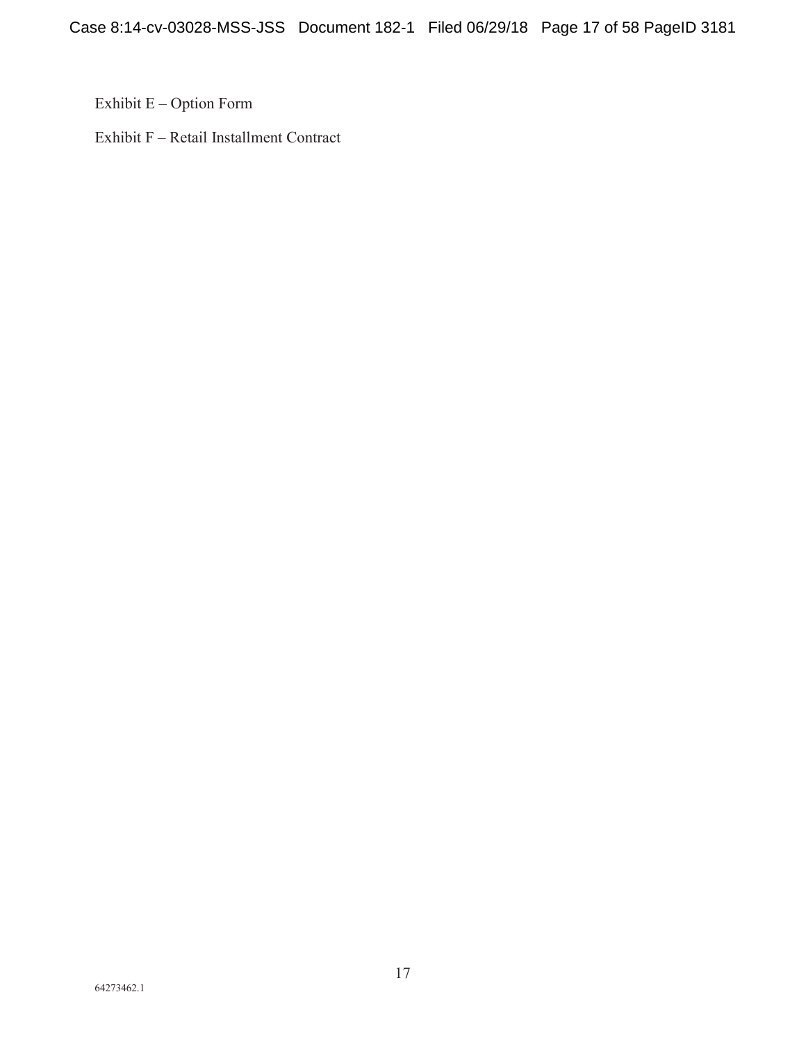Exhibit E – Option Form

Exhibit F – Retail Installment Contract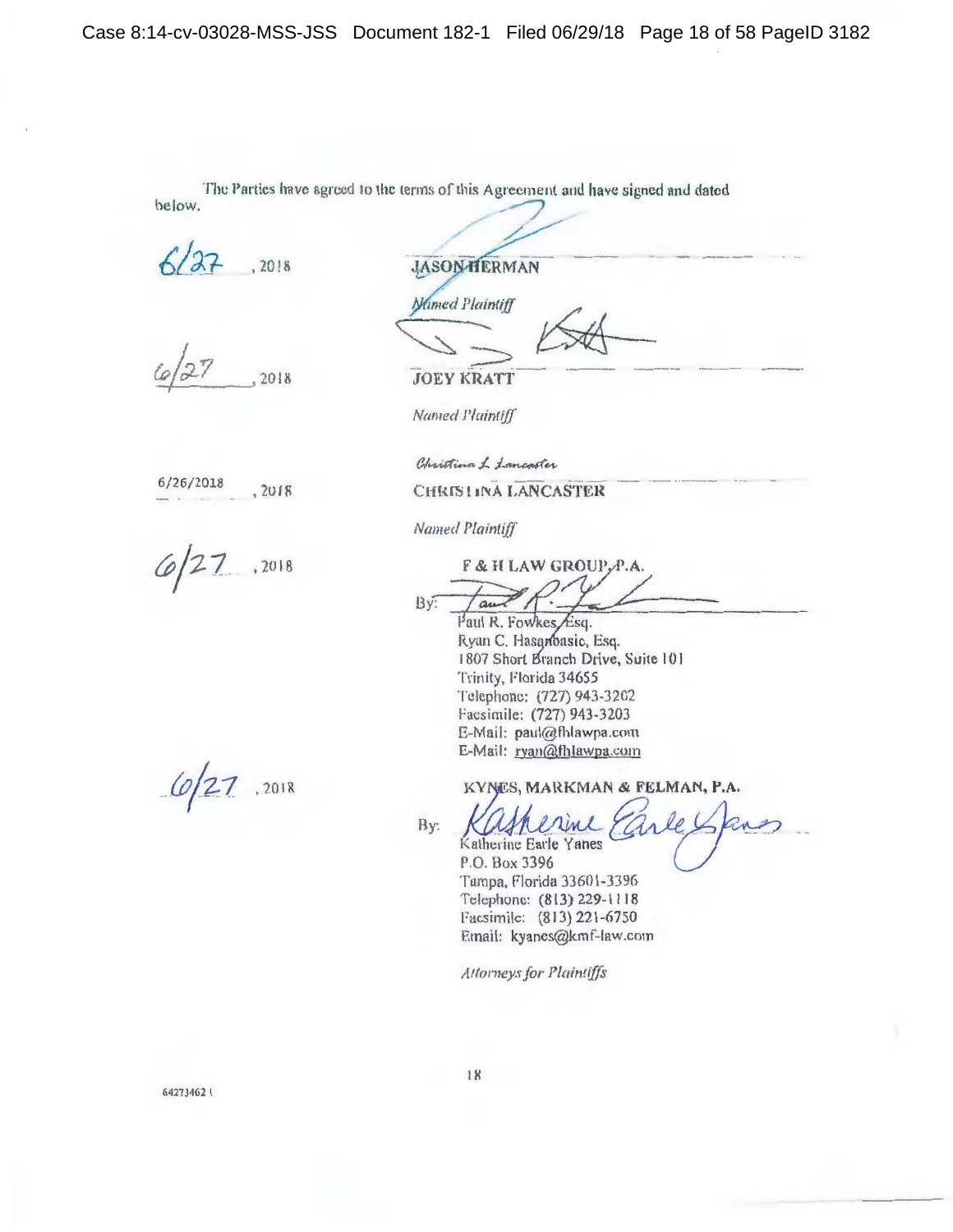The Parties have agreed to the terms of this Agreement and have signed and dated below.

6/27, 2018

JASON HERMAN

*Named Plaintiff*

6/27, 2018

JOEY KRATT

*Named Plaintiff*

6/26/2018, 2018

*Christina L Lancaster*

CHRISTINA LANCASTER

*Named Plaintiff*

6/27, 2018

F & H LAW GROUP, P.A.

By:

Paul R. Fowkes, Esq.
Ryan C. Hasanbasic, Esq.
1807 Short Branch Drive, Suite 101
Trinity, Florida 34655
Telephone: (727) 943-3202
Facsimile: (727) 943-3203
E-Mail: paul@fhlawpa.com
E-Mail: ryan@fhlawpa.com

6/27, 2018

KYNES, MARKMAN & FELMAN, P.A.

By: *Katherine Earle Yanes*

Katherine Earle Yanes
P.O. Box 3396
Tampa, Florida 33601-3396
Telephone: (813) 229-1118
Facsimile: (813) 221-6750
Email: kyanes@kmf-law.com

*Attorneys for Plaintiffs*

64273462 1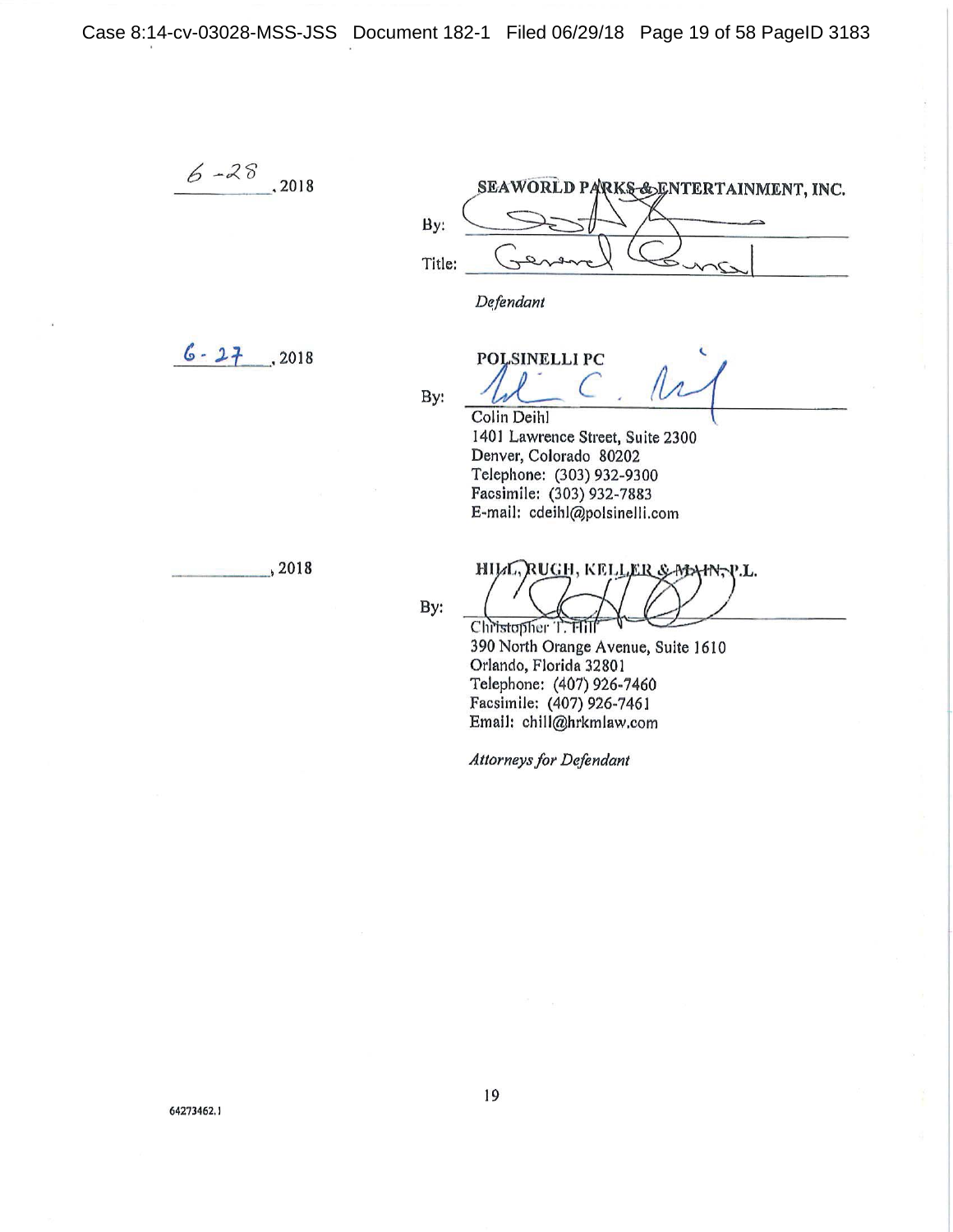6-28, 2018

SEAWORLD PARKS & ENTERTAINMENT, INC.

By: ______________________

Title: General Counsel

*Defendant*

6-27, 2018

POLSINELLI PC

By: ______________________
Colin Deihl
1401 Lawrence Street, Suite 2300
Denver, Colorado 80202
Telephone: (303) 932-9300
Facsimile: (303) 932-7883
E-mail: cdeihl@polsinelli.com

__________, 2018

HILL, RUGH, KELLER & MAIN, P.L.

By: ______________________
Christopher T. Hill
390 North Orange Avenue, Suite 1610
Orlando, Florida 32801
Telephone: (407) 926-7460
Facsimile: (407) 926-7461
Email: chill@hrkmlaw.com

*Attorneys for Defendant*

64273462.1